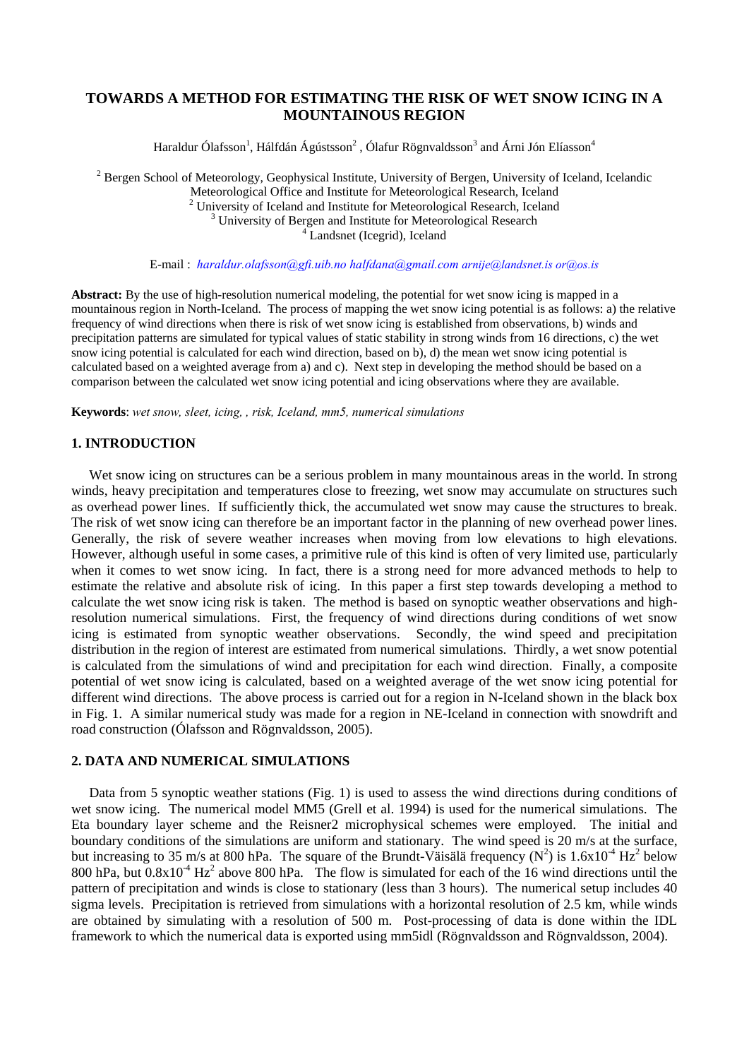# TOWARDS A METHOD FOR ESTIMATING THE RISK OF WET SNOW ICING IN A MOUNTAINOUS REGION

Haraldur Ólafsson[1], Hálfdán Ágústsson[2] , Ólafur Rögnvaldsson[3] and Árni Jón Elíasson[4]

[2] Bergen School of Meteorology, Geophysical Institute, University of Bergen, University of Iceland, Icelandic Meteorological Office and Institute for Meteorological Research, Iceland
[2] University of Iceland and Institute for Meteorological Research, Iceland
[3] University of Bergen and Institute for Meteorological Research
[4] Landsnet (Icegrid), Iceland

E-mail : *haraldur.olafsson@gfi.uib.no halfdana@gmail.com arnije@landsnet.is or@os.is*

**Abstract:** By the use of high-resolution numerical modeling, the potential for wet snow icing is mapped in a mountainous region in North-Iceland. The process of mapping the wet snow icing potential is as follows: a) the relative frequency of wind directions when there is risk of wet snow icing is established from observations, b) winds and precipitation patterns are simulated for typical values of static stability in strong winds from 16 directions, c) the wet snow icing potential is calculated for each wind direction, based on b), d) the mean wet snow icing potential is calculated based on a weighted average from a) and c). Next step in developing the method should be based on a comparison between the calculated wet snow icing potential and icing observations where they are available.

**Keywords**: *wet snow, sleet, icing, , risk, Iceland, mm5, numerical simulations*

## 1. INTRODUCTION

Wet snow icing on structures can be a serious problem in many mountainous areas in the world. In strong winds, heavy precipitation and temperatures close to freezing, wet snow may accumulate on structures such as overhead power lines. If sufficiently thick, the accumulated wet snow may cause the structures to break. The risk of wet snow icing can therefore be an important factor in the planning of new overhead power lines. Generally, the risk of severe weather increases when moving from low elevations to high elevations. However, although useful in some cases, a primitive rule of this kind is often of very limited use, particularly when it comes to wet snow icing. In fact, there is a strong need for more advanced methods to help to estimate the relative and absolute risk of icing. In this paper a first step towards developing a method to calculate the wet snow icing risk is taken. The method is based on synoptic weather observations and high-resolution numerical simulations. First, the frequency of wind directions during conditions of wet snow icing is estimated from synoptic weather observations. Secondly, the wind speed and precipitation distribution in the region of interest are estimated from numerical simulations. Thirdly, a wet snow potential is calculated from the simulations of wind and precipitation for each wind direction. Finally, a composite potential of wet snow icing is calculated, based on a weighted average of the wet snow icing potential for different wind directions. The above process is carried out for a region in N-Iceland shown in the black box in Fig. 1. A similar numerical study was made for a region in NE-Iceland in connection with snowdrift and road construction (Ólafsson and Rögnvaldsson, 2005).

## 2. DATA AND NUMERICAL SIMULATIONS

Data from 5 synoptic weather stations (Fig. 1) is used to assess the wind directions during conditions of wet snow icing. The numerical model MM5 (Grell et al. 1994) is used for the numerical simulations. The Eta boundary layer scheme and the Reisner2 microphysical schemes were employed. The initial and boundary conditions of the simulations are uniform and stationary. The wind speed is 20 m/s at the surface, but increasing to 35 m/s at 800 hPa. The square of the Brundt-Väisälä frequency ($N^2$) is $1.6\text{x}10^{-4}$ $\text{Hz}^2$ below 800 hPa, but $0.8\text{x}10^{-4}$ $\text{Hz}^2$ above 800 hPa. The flow is simulated for each of the 16 wind directions until the pattern of precipitation and winds is close to stationary (less than 3 hours). The numerical setup includes 40 sigma levels. Precipitation is retrieved from simulations with a horizontal resolution of 2.5 km, while winds are obtained by simulating with a resolution of 500 m. Post-processing of data is done within the IDL framework to which the numerical data is exported using mm5idl (Rögnvaldsson and Rögnvaldsson, 2004).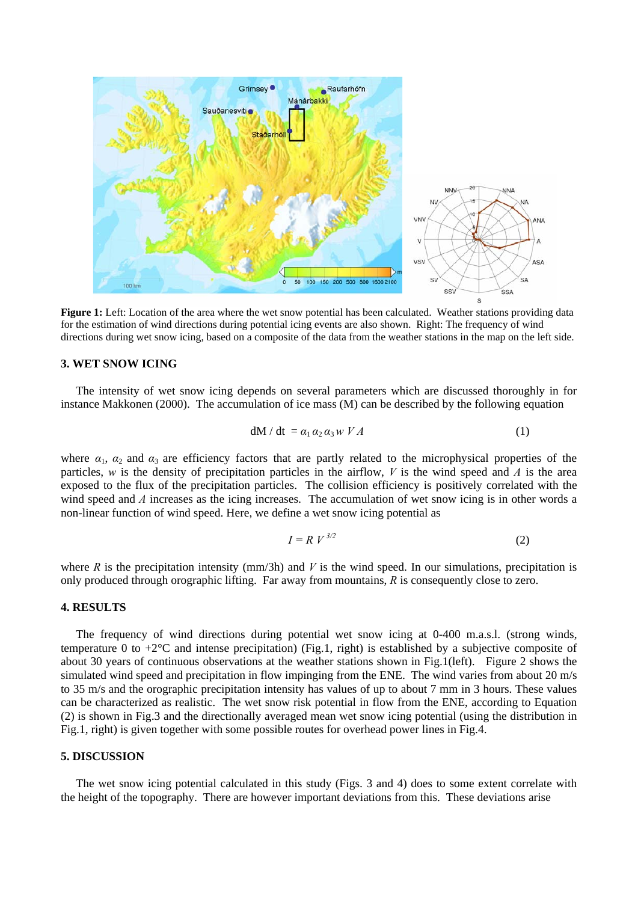**Figure 1:** Left: Location of the area where the wet snow potential has been calculated. Weather stations providing data for the estimation of wind directions during potential icing events are also shown. Right: The frequency of wind directions during wet snow icing, based on a composite of the data from the weather stations in the map on the left side.

### 3. WET SNOW ICING

The intensity of wet snow icing depends on several parameters which are discussed thoroughly in for instance Makkonen (2000). The accumulation of ice mass (M) can be described by the following equation

$$dM / dt = \alpha_1 \alpha_2 \alpha_3 w V A \tag{1}$$

where $\alpha_1$, $\alpha_2$ and $\alpha_3$ are efficiency factors that are partly related to the microphysical properties of the particles, $w$ is the density of precipitation particles in the airflow, $V$ is the wind speed and $A$ is the area exposed to the flux of the precipitation particles. The collision efficiency is positively correlated with the wind speed and $A$ increases as the icing increases. The accumulation of wet snow icing is in other words a non-linear function of wind speed. Here, we define a wet snow icing potential as

$$I = R V^{3/2} \tag{2}$$

where $R$ is the precipitation intensity (mm/3h) and $V$ is the wind speed. In our simulations, precipitation is only produced through orographic lifting. Far away from mountains, $R$ is consequently close to zero.

### 4. RESULTS

The frequency of wind directions during potential wet snow icing at 0-400 m.a.s.l. (strong winds, temperature 0 to +2°C and intense precipitation) (Fig.1, right) is established by a subjective composite of about 30 years of continuous observations at the weather stations shown in Fig.1(left). Figure 2 shows the simulated wind speed and precipitation in flow impinging from the ENE. The wind varies from about 20 m/s to 35 m/s and the orographic precipitation intensity has values of up to about 7 mm in 3 hours. These values can be characterized as realistic. The wet snow risk potential in flow from the ENE, according to Equation (2) is shown in Fig.3 and the directionally averaged mean wet snow icing potential (using the distribution in Fig.1, right) is given together with some possible routes for overhead power lines in Fig.4.

### 5. DISCUSSION

The wet snow icing potential calculated in this study (Figs. 3 and 4) does to some extent correlate with the height of the topography. There are however important deviations from this. These deviations arise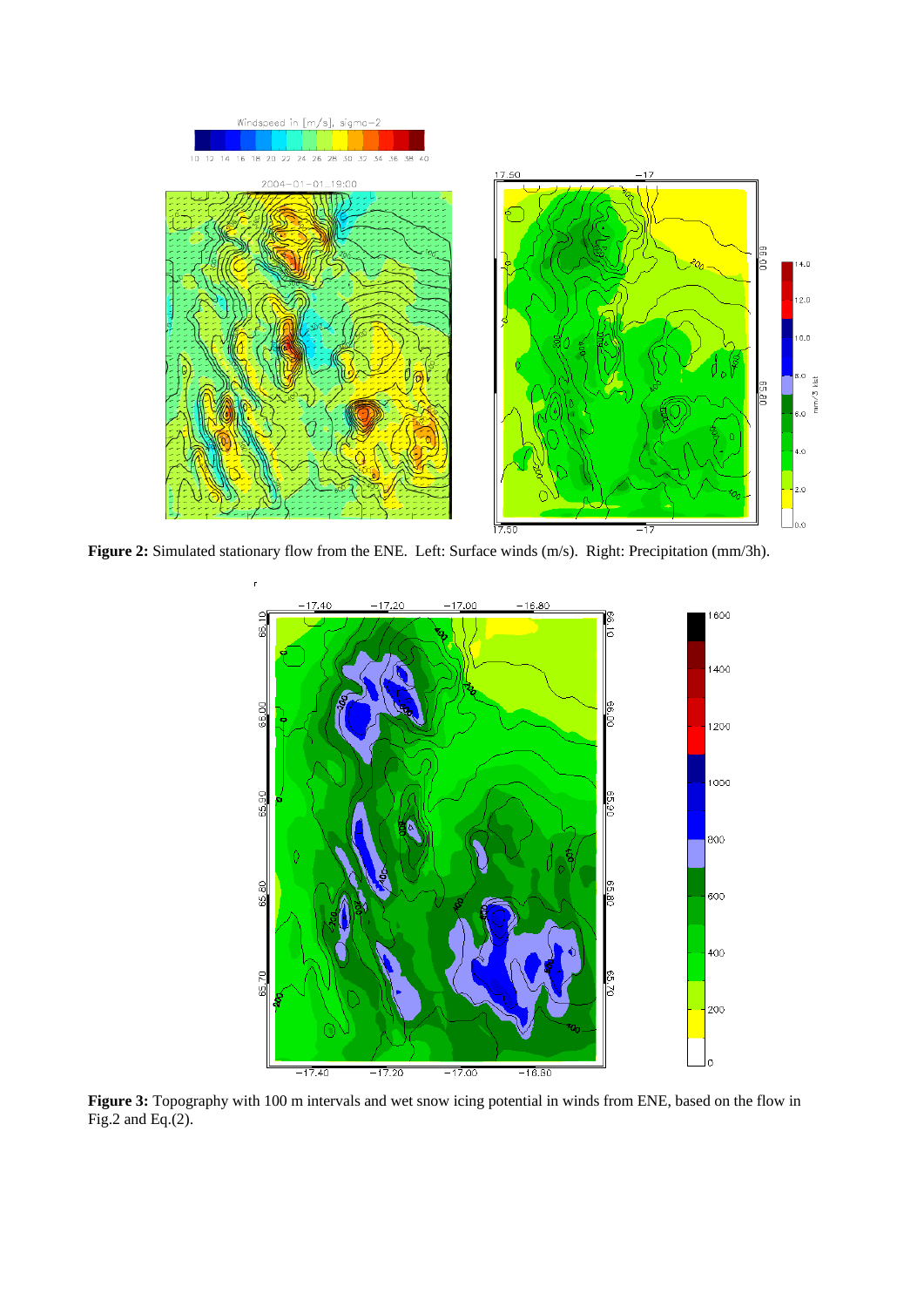**Figure 2:** Simulated stationary flow from the ENE. Left: Surface winds (m/s). Right: Precipitation (mm/3h).

**Figure 3:** Topography with 100 m intervals and wet snow icing potential in winds from ENE, based on the flow in Fig.2 and Eq.(2).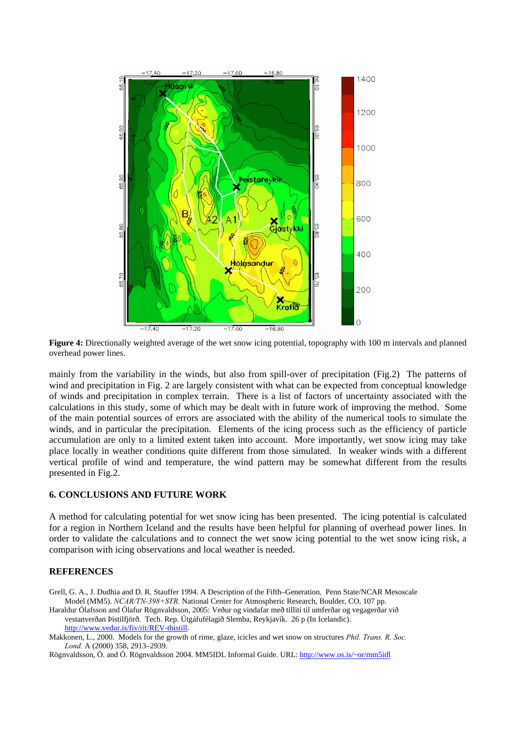-17.40 -17.20 -17.00 -16.80

66.10

66.00

65.90

65.80

65.70

Húsavík

Þeistareykir

Gjástykki

Hólasandur

Krafla

B

A2

A1

1400

1200

1000

800

600

400

200

0

**Figure 4:** Directionally weighted average of the wet snow icing potential, topography with 100 m intervals and planned overhead power lines.

mainly from the variability in the winds, but also from spill-over of precipitation (Fig.2) The patterns of wind and precipitation in Fig. 2 are largely consistent with what can be expected from conceptual knowledge of winds and precipitation in complex terrain. There is a list of factors of uncertainty associated with the calculations in this study, some of which may be dealt with in future work of improving the method. Some of the main potential sources of errors are associated with the ability of the numerical tools to simulate the winds, and in particular the precipitation. Elements of the icing process such as the efficiency of particle accumulation are only to a limited extent taken into account. More importantly, wet snow icing may take place locally in weather conditions quite different from those simulated. In weaker winds with a different vertical profile of wind and temperature, the wind pattern may be somewhat different from the results presented in Fig.2.

## 6. CONCLUSIONS AND FUTURE WORK

A method for calculating potential for wet snow icing has been presented. The icing potential is calculated for a region in Northern Iceland and the results have been helpful for planning of overhead power lines. In order to validate the calculations and to connect the wet snow icing potential to the wet snow icing risk, a comparison with icing observations and local weather is needed.

## REFERENCES

Grell, G. A., J. Dudhia and D. R. Stauffer 1994. A Description of the Fifth–Generation. Penn State/NCAR Mesoscale Model (MM5). *NCAR/TN-398+STR.* National Center for Atmospheric Research, Boulder, CO, 107 pp.

Haraldur Ólafsson and Ólafur Rögnvaldsson, 2005: Veður og vindafar með tilliti til umferðar og vegagerðar við vestanverðan Þistilfjörð. Tech. Rep. Útgáfufélagið Slemba, Reykjavík. 26 p (In Icelandic). http://www.vedur.is/fiv/rit/REV-thistill.

Makkonen, L., 2000. Models for the growth of rime, glaze, icicles and wet snow on structures *Phil. Trans. R. Soc. Lond.* A (2000) 358, 2913–2939.

Rögnvaldsson, Ö. and Ó. Rögnvaldsson 2004. MM5IDL Informal Guide. URL: http://www.os.is/~or/mm5idl